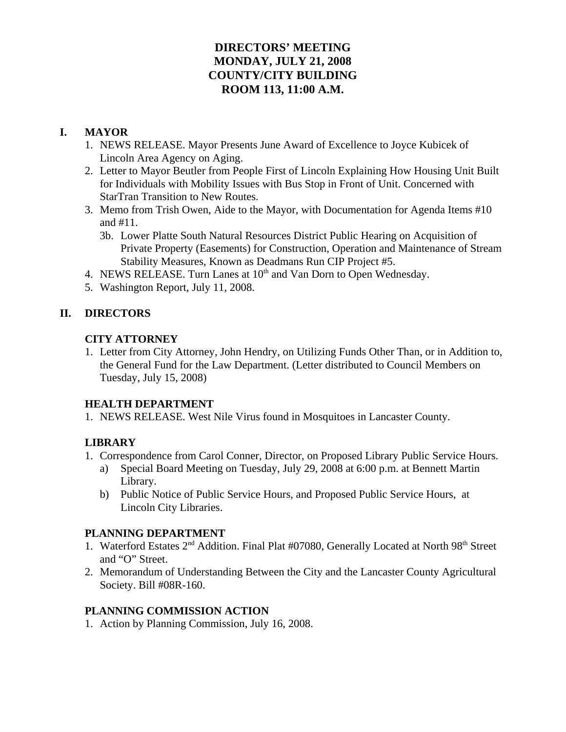# DIRECTORS' MEETING
# MONDAY, JULY 21, 2008
# COUNTY/CITY BUILDING
# ROOM 113, 11:00 A.M.

## I. MAYOR

1. NEWS RELEASE. Mayor Presents June Award of Excellence to Joyce Kubicek of Lincoln Area Agency on Aging.
2. Letter to Mayor Beutler from People First of Lincoln Explaining How Housing Unit Built for Individuals with Mobility Issues with Bus Stop in Front of Unit. Concerned with StarTran Transition to New Routes.
3. Memo from Trish Owen, Aide to the Mayor, with Documentation for Agenda Items #10 and #11.
   - 3b. Lower Platte South Natural Resources District Public Hearing on Acquisition of Private Property (Easements) for Construction, Operation and Maintenance of Stream Stability Measures, Known as Deadmans Run CIP Project #5.
4. NEWS RELEASE. Turn Lanes at 10th and Van Dorn to Open Wednesday.
5. Washington Report, July 11, 2008.

## II. DIRECTORS

### CITY ATTORNEY

1. Letter from City Attorney, John Hendry, on Utilizing Funds Other Than, or in Addition to, the General Fund for the Law Department. (Letter distributed to Council Members on Tuesday, July 15, 2008)

### HEALTH DEPARTMENT

1. NEWS RELEASE. West Nile Virus found in Mosquitoes in Lancaster County.

### LIBRARY

1. Correspondence from Carol Conner, Director, on Proposed Library Public Service Hours.
   - a) Special Board Meeting on Tuesday, July 29, 2008 at 6:00 p.m. at Bennett Martin Library.
   - b) Public Notice of Public Service Hours, and Proposed Public Service Hours, at Lincoln City Libraries.

### PLANNING DEPARTMENT

1. Waterford Estates 2nd Addition. Final Plat #07080, Generally Located at North 98th Street and "O" Street.
2. Memorandum of Understanding Between the City and the Lancaster County Agricultural Society. Bill #08R-160.

### PLANNING COMMISSION ACTION

1. Action by Planning Commission, July 16, 2008.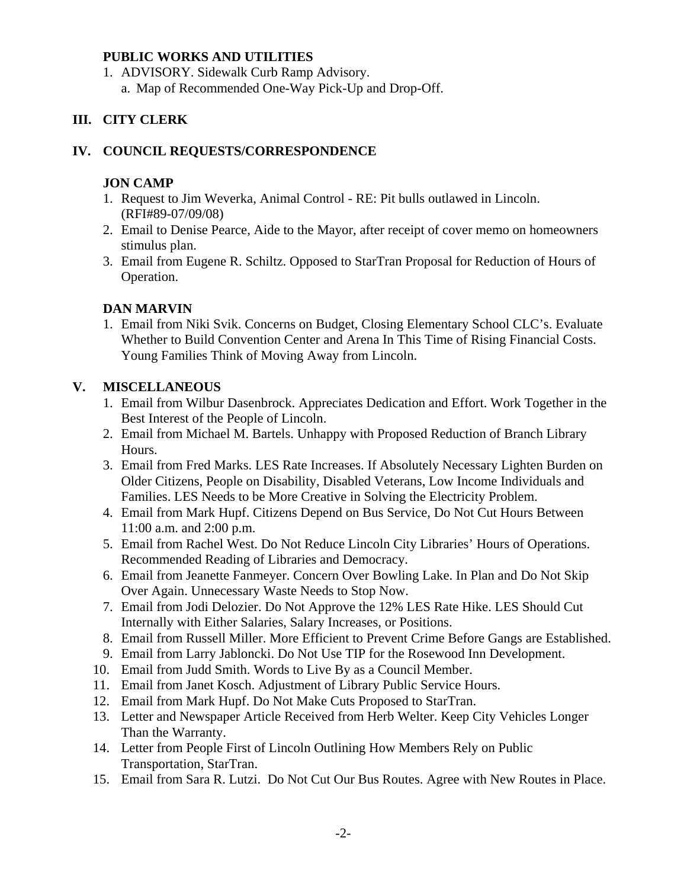**PUBLIC WORKS AND UTILITIES**

1. ADVISORY. Sidewalk Curb Ramp Advisory.
   a. Map of Recommended One-Way Pick-Up and Drop-Off.

## III. CITY CLERK

## IV. COUNCIL REQUESTS/CORRESPONDENCE

**JON CAMP**

1. Request to Jim Weverka, Animal Control - RE: Pit bulls outlawed in Lincoln. (RFI#89-07/09/08)
2. Email to Denise Pearce, Aide to the Mayor, after receipt of cover memo on homeowners stimulus plan.
3. Email from Eugene R. Schiltz. Opposed to StarTran Proposal for Reduction of Hours of Operation.

**DAN MARVIN**

1. Email from Niki Svik. Concerns on Budget, Closing Elementary School CLC's. Evaluate Whether to Build Convention Center and Arena In This Time of Rising Financial Costs. Young Families Think of Moving Away from Lincoln.

## V. MISCELLANEOUS

1. Email from Wilbur Dasenbrock. Appreciates Dedication and Effort. Work Together in the Best Interest of the People of Lincoln.
2. Email from Michael M. Bartels. Unhappy with Proposed Reduction of Branch Library Hours.
3. Email from Fred Marks. LES Rate Increases. If Absolutely Necessary Lighten Burden on Older Citizens, People on Disability, Disabled Veterans, Low Income Individuals and Families. LES Needs to be More Creative in Solving the Electricity Problem.
4. Email from Mark Hupf. Citizens Depend on Bus Service, Do Not Cut Hours Between 11:00 a.m. and 2:00 p.m.
5. Email from Rachel West. Do Not Reduce Lincoln City Libraries' Hours of Operations. Recommended Reading of Libraries and Democracy.
6. Email from Jeanette Fanmeyer. Concern Over Bowling Lake. In Plan and Do Not Skip Over Again. Unnecessary Waste Needs to Stop Now.
7. Email from Jodi Delozier. Do Not Approve the 12% LES Rate Hike. LES Should Cut Internally with Either Salaries, Salary Increases, or Positions.
8. Email from Russell Miller. More Efficient to Prevent Crime Before Gangs are Established.
9. Email from Larry Jabloncki. Do Not Use TIP for the Rosewood Inn Development.
10. Email from Judd Smith. Words to Live By as a Council Member.
11. Email from Janet Kosch. Adjustment of Library Public Service Hours.
12. Email from Mark Hupf. Do Not Make Cuts Proposed to StarTran.
13. Letter and Newspaper Article Received from Herb Welter. Keep City Vehicles Longer Than the Warranty.
14. Letter from People First of Lincoln Outlining How Members Rely on Public Transportation, StarTran.
15. Email from Sara R. Lutzi. Do Not Cut Our Bus Routes. Agree with New Routes in Place.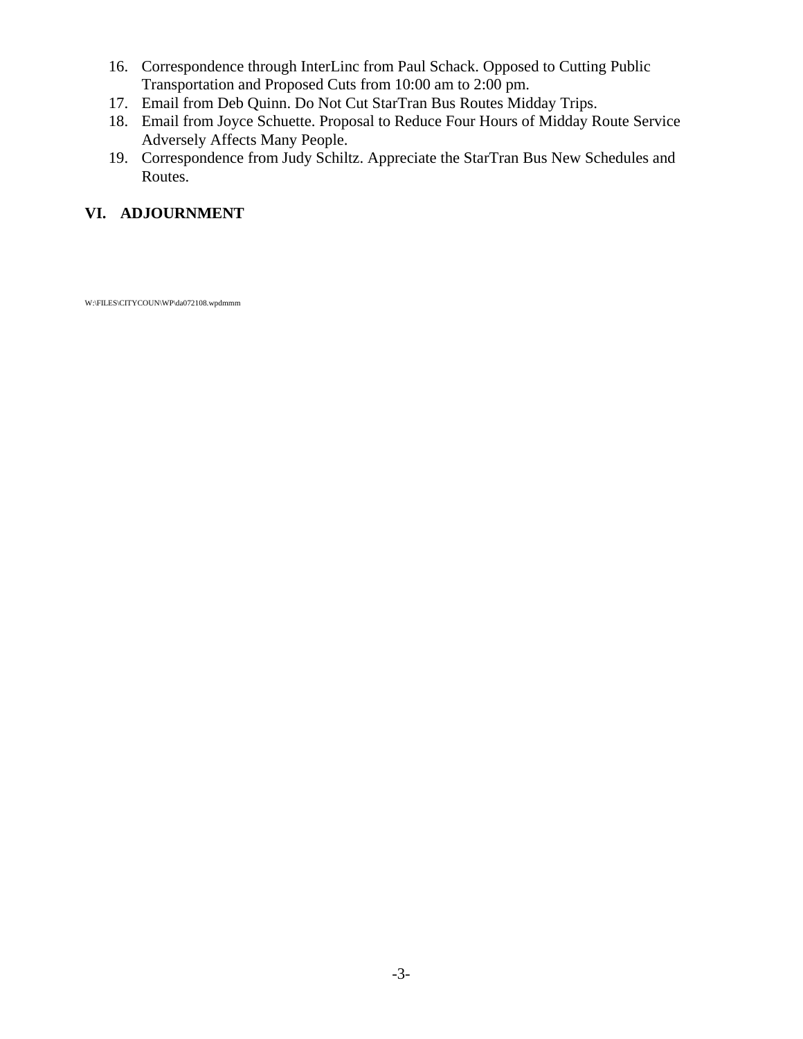16. Correspondence through InterLinc from Paul Schack. Opposed to Cutting Public Transportation and Proposed Cuts from 10:00 am to 2:00 pm.
17. Email from Deb Quinn. Do Not Cut StarTran Bus Routes Midday Trips.
18. Email from Joyce Schuette. Proposal to Reduce Four Hours of Midday Route Service Adversely Affects Many People.
19. Correspondence from Judy Schiltz. Appreciate the StarTran Bus New Schedules and Routes.

## VI. ADJOURNMENT

W:\FILES\CITYCOUN\WP\da072108.wpdmmm